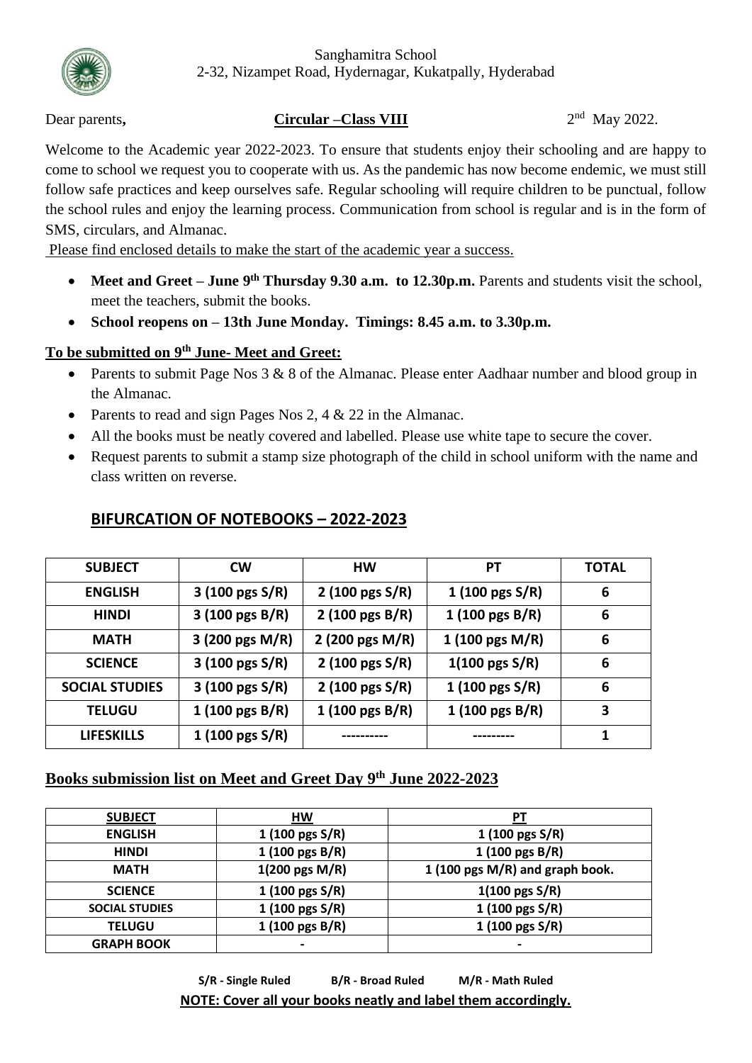Sanghamitra School
2-32, Nizampet Road, Hydernagar, Kukatpally, Hyderabad

Dear parents, **Circular –Class VIII** 2nd May 2022.

Welcome to the Academic year 2022-2023. To ensure that students enjoy their schooling and are happy to come to school we request you to cooperate with us. As the pandemic has now become endemic, we must still follow safe practices and keep ourselves safe. Regular schooling will require children to be punctual, follow the school rules and enjoy the learning process. Communication from school is regular and is in the form of SMS, circulars, and Almanac.

Please find enclosed details to make the start of the academic year a success.

- **Meet and Greet – June 9th Thursday 9.30 a.m. to 12.30p.m.** Parents and students visit the school, meet the teachers, submit the books.
- **School reopens on – 13th June Monday. Timings: 8.45 a.m. to 3.30p.m.**

**To be submitted on 9th June- Meet and Greet:**

- Parents to submit Page Nos 3 & 8 of the Almanac. Please enter Aadhaar number and blood group in the Almanac.
- Parents to read and sign Pages Nos 2, 4 & 22 in the Almanac.
- All the books must be neatly covered and labelled. Please use white tape to secure the cover.
- Request parents to submit a stamp size photograph of the child in school uniform with the name and class written on reverse.

## BIFURCATION OF NOTEBOOKS – 2022-2023

| SUBJECT | CW | HW | PT | TOTAL |
|---|---|---|---|---|
| ENGLISH | 3 (100 pgs S/R) | 2 (100 pgs S/R) | 1 (100 pgs S/R) | 6 |
| HINDI | 3 (100 pgs B/R) | 2 (100 pgs B/R) | 1 (100 pgs B/R) | 6 |
| MATH | 3 (200 pgs M/R) | 2 (200 pgs M/R) | 1 (100 pgs M/R) | 6 |
| SCIENCE | 3 (100 pgs S/R) | 2 (100 pgs S/R) | 1(100 pgs S/R) | 6 |
| SOCIAL STUDIES | 3 (100 pgs S/R) | 2 (100 pgs S/R) | 1 (100 pgs S/R) | 6 |
| TELUGU | 1 (100 pgs B/R) | 1 (100 pgs B/R) | 1 (100 pgs B/R) | 3 |
| LIFESKILLS | 1 (100 pgs S/R) | ---------- | --------- | 1 |

**Books submission list on Meet and Greet Day 9th June 2022-2023**

| SUBJECT | HW | PT |
|---|---|---|
| ENGLISH | 1 (100 pgs S/R) | 1 (100 pgs S/R) |
| HINDI | 1 (100 pgs B/R) | 1 (100 pgs B/R) |
| MATH | 1(200 pgs M/R) | 1 (100 pgs M/R) and graph book. |
| SCIENCE | 1 (100 pgs S/R) | 1(100 pgs S/R) |
| SOCIAL STUDIES | 1 (100 pgs S/R) | 1 (100 pgs S/R) |
| TELUGU | 1 (100 pgs B/R) | 1 (100 pgs S/R) |
| GRAPH BOOK | - | - |

**S/R - Single Ruled B/R - Broad Ruled M/R - Math Ruled**

**NOTE: Cover all your books neatly and label them accordingly.**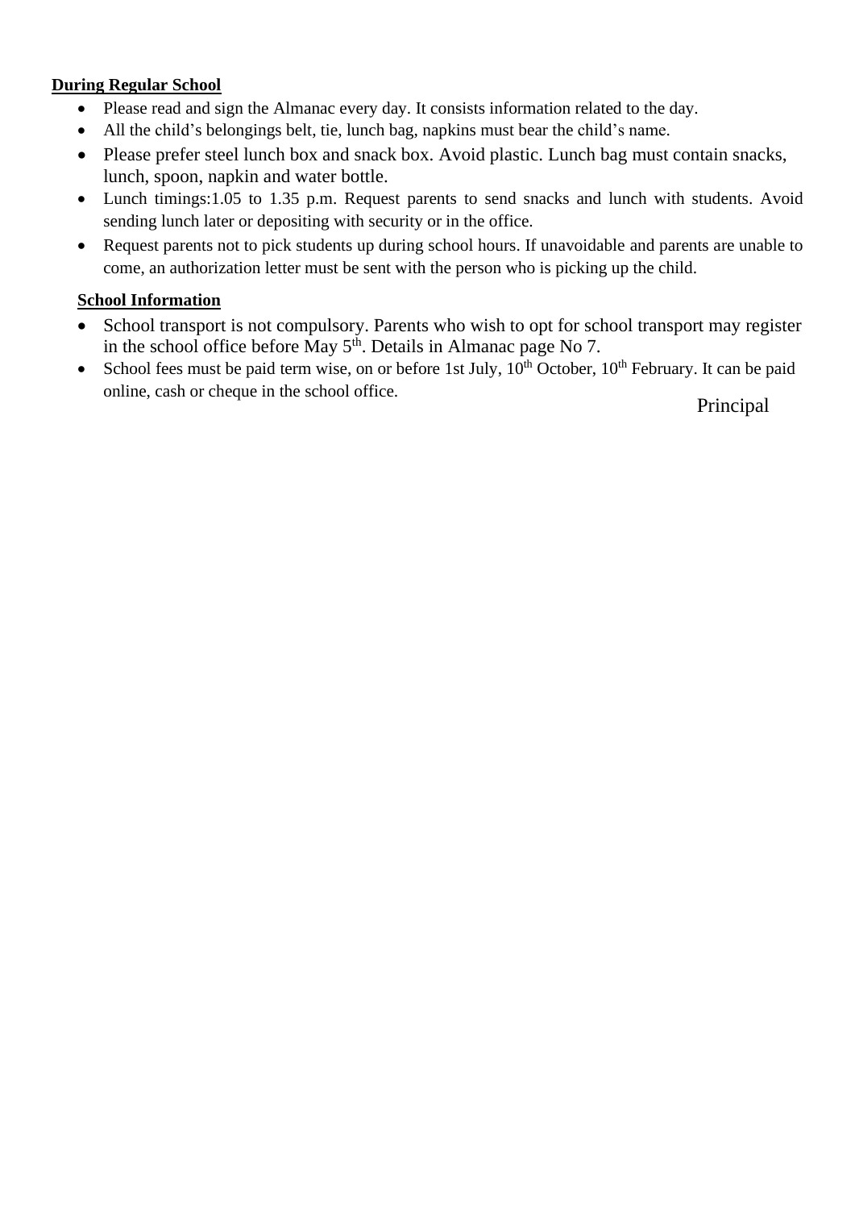**<u>During Regular School</u>**

- Please read and sign the Almanac every day. It consists information related to the day.
- All the child's belongings belt, tie, lunch bag, napkins must bear the child's name.
- Please prefer steel lunch box and snack box. Avoid plastic. Lunch bag must contain snacks, lunch, spoon, napkin and water bottle.
- Lunch timings:1.05 to 1.35 p.m. Request parents to send snacks and lunch with students. Avoid sending lunch later or depositing with security or in the office.
- Request parents not to pick students up during school hours. If unavoidable and parents are unable to come, an authorization letter must be sent with the person who is picking up the child.

**<u>School Information</u>**

- School transport is not compulsory. Parents who wish to opt for school transport may register in the school office before May 5th. Details in Almanac page No 7.
- School fees must be paid term wise, on or before 1st July, 10th October, 10th February. It can be paid online, cash or cheque in the school office.

Principal